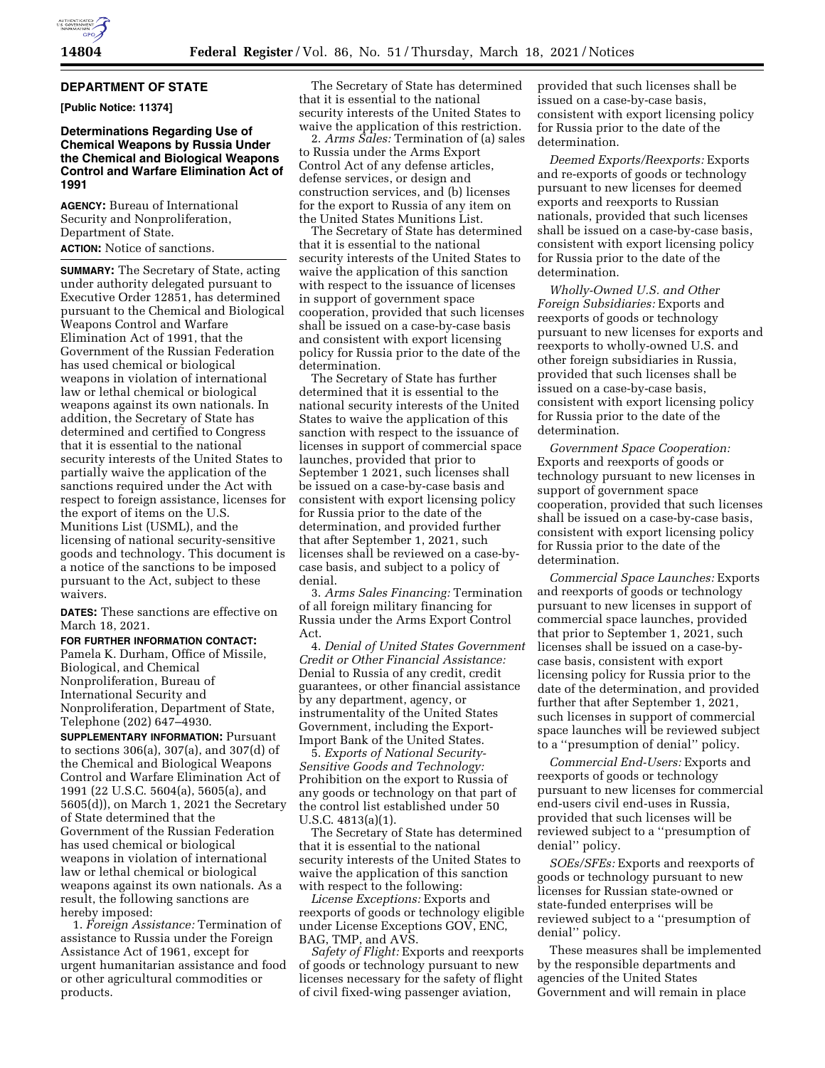## DEPARTMENT OF STATE

**[Public Notice: 11374]**

### Determinations Regarding Use of Chemical Weapons by Russia Under the Chemical and Biological Weapons Control and Warfare Elimination Act of 1991

**AGENCY:** Bureau of International Security and Nonproliferation, Department of State.

**ACTION:** Notice of sanctions.

**SUMMARY:** The Secretary of State, acting under authority delegated pursuant to Executive Order 12851, has determined pursuant to the Chemical and Biological Weapons Control and Warfare Elimination Act of 1991, that the Government of the Russian Federation has used chemical or biological weapons in violation of international law or lethal chemical or biological weapons against its own nationals. In addition, the Secretary of State has determined and certified to Congress that it is essential to the national security interests of the United States to partially waive the application of the sanctions required under the Act with respect to foreign assistance, licenses for the export of items on the U.S. Munitions List (USML), and the licensing of national security-sensitive goods and technology. This document is a notice of the sanctions to be imposed pursuant to the Act, subject to these waivers.

**DATES:** These sanctions are effective on March 18, 2021.

**FOR FURTHER INFORMATION CONTACT:** Pamela K. Durham, Office of Missile, Biological, and Chemical Nonproliferation, Bureau of International Security and Nonproliferation, Department of State, Telephone (202) 647–4930.

**SUPPLEMENTARY INFORMATION:** Pursuant to sections 306(a), 307(a), and 307(d) of the Chemical and Biological Weapons Control and Warfare Elimination Act of 1991 (22 U.S.C. 5604(a), 5605(a), and 5605(d)), on March 1, 2021 the Secretary of State determined that the Government of the Russian Federation has used chemical or biological weapons in violation of international law or lethal chemical or biological weapons against its own nationals. As a result, the following sanctions are hereby imposed:

1. *Foreign Assistance:* Termination of assistance to Russia under the Foreign Assistance Act of 1961, except for urgent humanitarian assistance and food or other agricultural commodities or products.

The Secretary of State has determined that it is essential to the national security interests of the United States to waive the application of this restriction.

2. *Arms Sales:* Termination of (a) sales to Russia under the Arms Export Control Act of any defense articles, defense services, or design and construction services, and (b) licenses for the export to Russia of any item on the United States Munitions List.

The Secretary of State has determined that it is essential to the national security interests of the United States to waive the application of this sanction with respect to the issuance of licenses in support of government space cooperation, provided that such licenses shall be issued on a case-by-case basis and consistent with export licensing policy for Russia prior to the date of the determination.

The Secretary of State has further determined that it is essential to the national security interests of the United States to waive the application of this sanction with respect to the issuance of licenses in support of commercial space launches, provided that prior to September 1 2021, such licenses shall be issued on a case-by-case basis and consistent with export licensing policy for Russia prior to the date of the determination, and provided further that after September 1, 2021, such licenses shall be reviewed on a case-by-case basis, and subject to a policy of denial.

3. *Arms Sales Financing:* Termination of all foreign military financing for Russia under the Arms Export Control Act.

4. *Denial of United States Government Credit or Other Financial Assistance:* Denial to Russia of any credit, credit guarantees, or other financial assistance by any department, agency, or instrumentality of the United States Government, including the Export-Import Bank of the United States.

5. *Exports of National Security-Sensitive Goods and Technology:* Prohibition on the export to Russia of any goods or technology on that part of the control list established under 50 U.S.C. 4813(a)(1).

The Secretary of State has determined that it is essential to the national security interests of the United States to waive the application of this sanction with respect to the following:

*License Exceptions:* Exports and reexports of goods or technology eligible under License Exceptions GOV, ENC, BAG, TMP, and AVS.

*Safety of Flight:* Exports and reexports of goods or technology pursuant to new licenses necessary for the safety of flight of civil fixed-wing passenger aviation, provided that such licenses shall be issued on a case-by-case basis, consistent with export licensing policy for Russia prior to the date of the determination.

*Deemed Exports/Reexports:* Exports and re-exports of goods or technology pursuant to new licenses for deemed exports and reexports to Russian nationals, provided that such licenses shall be issued on a case-by-case basis, consistent with export licensing policy for Russia prior to the date of the determination.

*Wholly-Owned U.S. and Other Foreign Subsidiaries:* Exports and reexports of goods or technology pursuant to new licenses for exports and reexports to wholly-owned U.S. and other foreign subsidiaries in Russia, provided that such licenses shall be issued on a case-by-case basis, consistent with export licensing policy for Russia prior to the date of the determination.

*Government Space Cooperation:* Exports and reexports of goods or technology pursuant to new licenses in support of government space cooperation, provided that such licenses shall be issued on a case-by-case basis, consistent with export licensing policy for Russia prior to the date of the determination.

*Commercial Space Launches:* Exports and reexports of goods or technology pursuant to new licenses in support of commercial space launches, provided that prior to September 1, 2021, such licenses shall be issued on a case-by-case basis, consistent with export licensing policy for Russia prior to the date of the determination, and provided further that after September 1, 2021, such licenses in support of commercial space launches will be reviewed subject to a ''presumption of denial'' policy.

*Commercial End-Users:* Exports and reexports of goods or technology pursuant to new licenses for commercial end-users civil end-uses in Russia, provided that such licenses will be reviewed subject to a ''presumption of denial'' policy.

*SOEs/SFEs:* Exports and reexports of goods or technology pursuant to new licenses for Russian state-owned or state-funded enterprises will be reviewed subject to a ''presumption of denial'' policy.

These measures shall be implemented by the responsible departments and agencies of the United States Government and will remain in place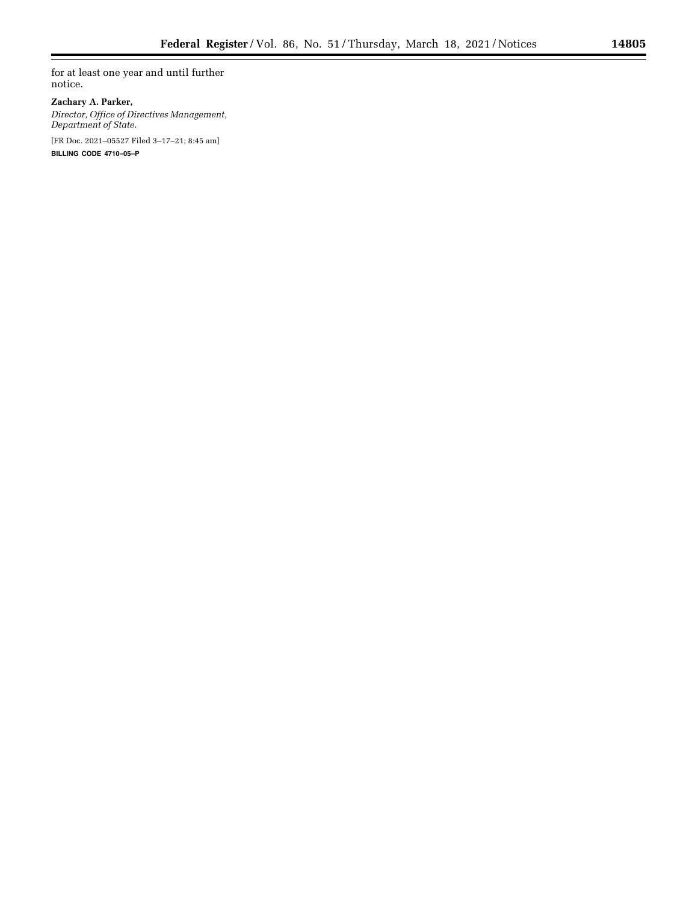for at least one year and until further notice.

**Zachary A. Parker,**

*Director, Office of Directives Management, Department of State.*

[FR Doc. 2021–05527 Filed 3–17–21; 8:45 am]

**BILLING CODE 4710–05–P**